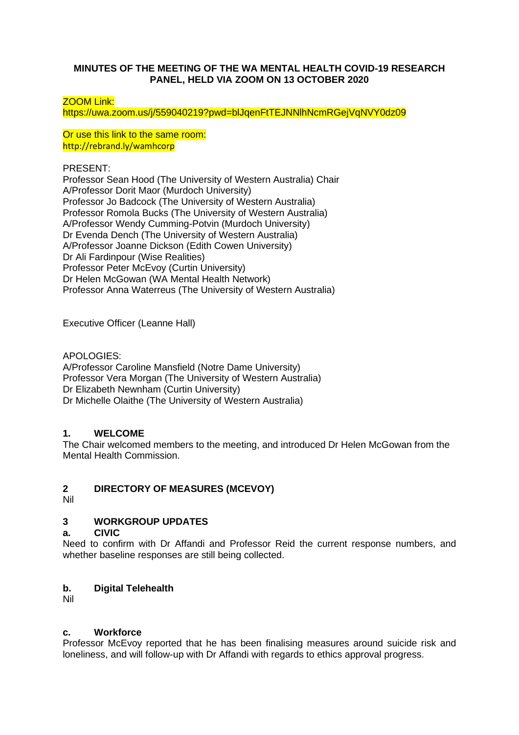**MINUTES OF THE MEETING OF THE WA MENTAL HEALTH COVID-19 RESEARCH PANEL, HELD VIA ZOOM ON 13 OCTOBER 2020**

ZOOM Link:
https://uwa.zoom.us/j/559040219?pwd=blJqenFtTEJNNlhNcmRGejVqNVY0dz09

Or use this link to the same room:
http://rebrand.ly/wamhcorp

PRESENT:
Professor Sean Hood (The University of Western Australia) Chair
A/Professor Dorit Maor (Murdoch University)
Professor Jo Badcock (The University of Western Australia)
Professor Romola Bucks (The University of Western Australia)
A/Professor Wendy Cumming-Potvin (Murdoch University)
Dr Evenda Dench (The University of Western Australia)
A/Professor Joanne Dickson (Edith Cowen University)
Dr Ali Fardinpour (Wise Realities)
Professor Peter McEvoy (Curtin University)
Dr Helen McGowan (WA Mental Health Network)
Professor Anna Waterreus (The University of Western Australia)

Executive Officer (Leanne Hall)

APOLOGIES:
A/Professor Caroline Mansfield (Notre Dame University)
Professor Vera Morgan (The University of Western Australia)
Dr Elizabeth Newnham (Curtin University)
Dr Michelle Olaithe (The University of Western Australia)

## 1. WELCOME

The Chair welcomed members to the meeting, and introduced Dr Helen McGowan from the Mental Health Commission.

## 2 DIRECTORY OF MEASURES (MCEVOY)

Nil

## 3 WORKGROUP UPDATES

### a. CIVIC

Need to confirm with Dr Affandi and Professor Reid the current response numbers, and whether baseline responses are still being collected.

### b. Digital Telehealth

Nil

### c. Workforce

Professor McEvoy reported that he has been finalising measures around suicide risk and loneliness, and will follow-up with Dr Affandi with regards to ethics approval progress.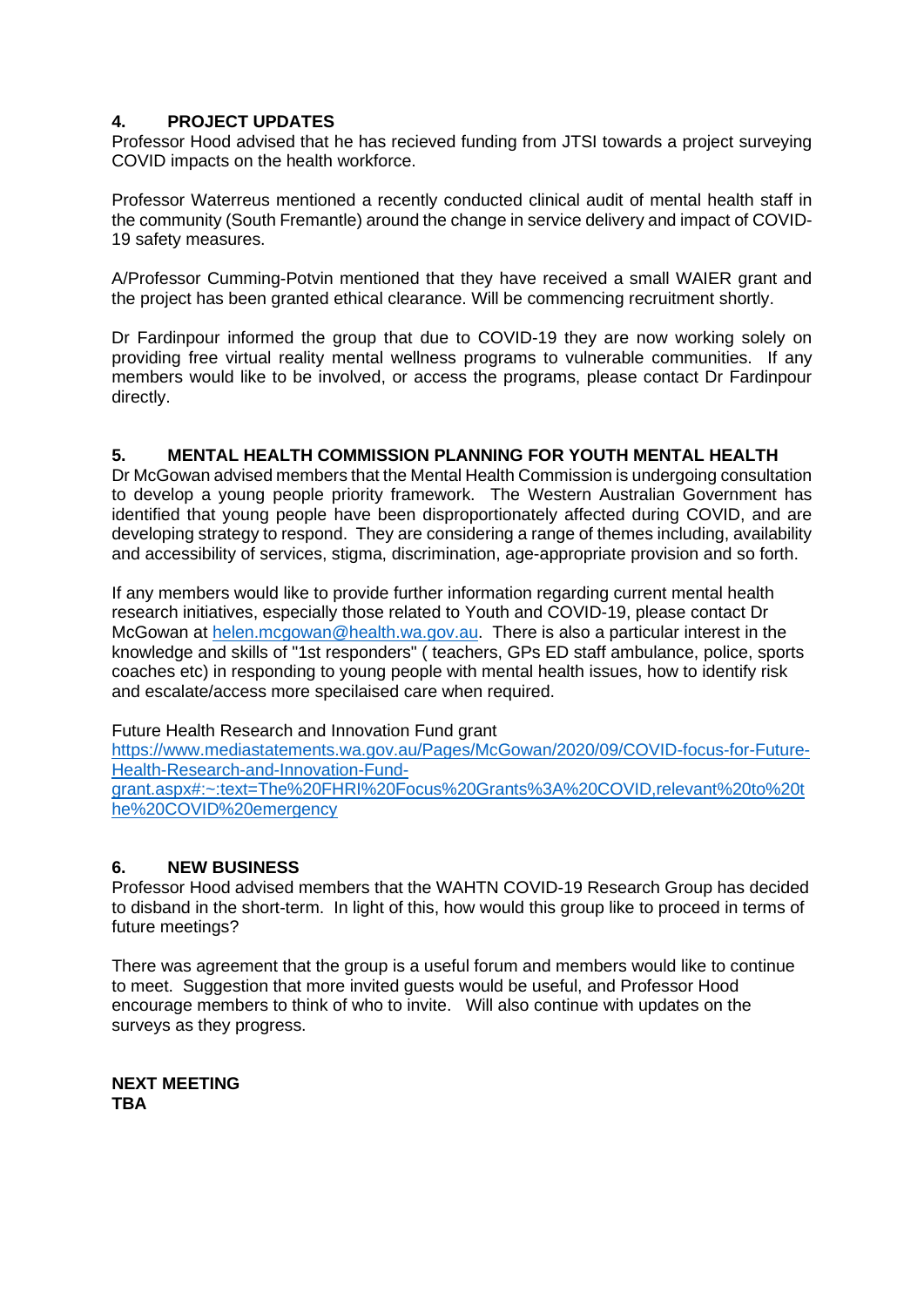## 4. PROJECT UPDATES

Professor Hood advised that he has recieved funding from JTSI towards a project surveying COVID impacts on the health workforce.

Professor Waterreus mentioned a recently conducted clinical audit of mental health staff in the community (South Fremantle) around the change in service delivery and impact of COVID-19 safety measures.

A/Professor Cumming-Potvin mentioned that they have received a small WAIER grant and the project has been granted ethical clearance. Will be commencing recruitment shortly.

Dr Fardinpour informed the group that due to COVID-19 they are now working solely on providing free virtual reality mental wellness programs to vulnerable communities. If any members would like to be involved, or access the programs, please contact Dr Fardinpour directly.

## 5. MENTAL HEALTH COMMISSION PLANNING FOR YOUTH MENTAL HEALTH

Dr McGowan advised members that the Mental Health Commission is undergoing consultation to develop a young people priority framework. The Western Australian Government has identified that young people have been disproportionately affected during COVID, and are developing strategy to respond. They are considering a range of themes including, availability and accessibility of services, stigma, discrimination, age-appropriate provision and so forth.

If any members would like to provide further information regarding current mental health research initiatives, especially those related to Youth and COVID-19, please contact Dr McGowan at helen.mcgowan@health.wa.gov.au. There is also a particular interest in the knowledge and skills of "1st responders" ( teachers, GPs ED staff ambulance, police, sports coaches etc) in responding to young people with mental health issues, how to identify risk and escalate/access more specilaised care when required.

Future Health Research and Innovation Fund grant
https://www.mediastatements.wa.gov.au/Pages/McGowan/2020/09/COVID-focus-for-Future-Health-Research-and-Innovation-Fund-grant.aspx#:~:text=The%20FHRI%20Focus%20Grants%3A%20COVID,relevant%20to%20the%20COVID%20emergency

## 6. NEW BUSINESS

Professor Hood advised members that the WAHTN COVID-19 Research Group has decided to disband in the short-term. In light of this, how would this group like to proceed in terms of future meetings?

There was agreement that the group is a useful forum and members would like to continue to meet. Suggestion that more invited guests would be useful, and Professor Hood encourage members to think of who to invite. Will also continue with updates on the surveys as they progress.

**NEXT MEETING**
**TBA**